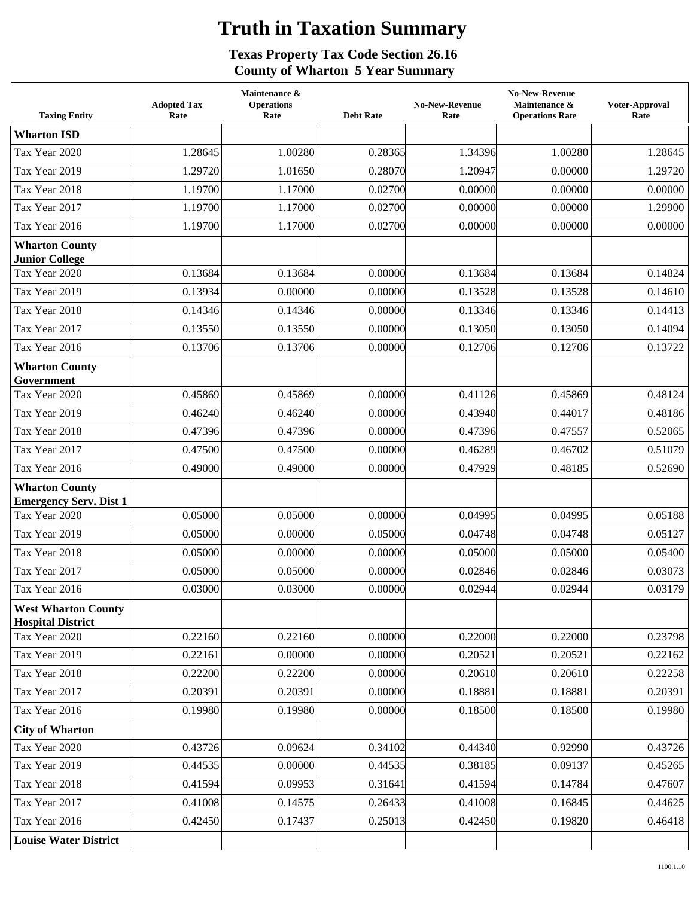# Truth in Taxation Summary

### Texas Property Tax Code Section 26.16
### County of Wharton 5 Year Summary

| Taxing Entity | Adopted Tax Rate | Maintenance & Operations Rate | Debt Rate | No-New-Revenue Rate | No-New-Revenue Maintenance & Operations Rate | Voter-Approval Rate |
|---|---|---|---|---|---|---|
| **Wharton ISD** | | | | | | |
| Tax Year 2020 | 1.28645 | 1.00280 | 0.28365 | 1.34396 | 1.00280 | 1.28645 |
| Tax Year 2019 | 1.29720 | 1.01650 | 0.28070 | 1.20947 | 0.00000 | 1.29720 |
| Tax Year 2018 | 1.19700 | 1.17000 | 0.02700 | 0.00000 | 0.00000 | 0.00000 |
| Tax Year 2017 | 1.19700 | 1.17000 | 0.02700 | 0.00000 | 0.00000 | 1.29900 |
| Tax Year 2016 | 1.19700 | 1.17000 | 0.02700 | 0.00000 | 0.00000 | 0.00000 |
| **Wharton County Junior College** | | | | | | |
| Tax Year 2020 | 0.13684 | 0.13684 | 0.00000 | 0.13684 | 0.13684 | 0.14824 |
| Tax Year 2019 | 0.13934 | 0.00000 | 0.00000 | 0.13528 | 0.13528 | 0.14610 |
| Tax Year 2018 | 0.14346 | 0.14346 | 0.00000 | 0.13346 | 0.13346 | 0.14413 |
| Tax Year 2017 | 0.13550 | 0.13550 | 0.00000 | 0.13050 | 0.13050 | 0.14094 |
| Tax Year 2016 | 0.13706 | 0.13706 | 0.00000 | 0.12706 | 0.12706 | 0.13722 |
| **Wharton County Government** | | | | | | |
| Tax Year 2020 | 0.45869 | 0.45869 | 0.00000 | 0.41126 | 0.45869 | 0.48124 |
| Tax Year 2019 | 0.46240 | 0.46240 | 0.00000 | 0.43940 | 0.44017 | 0.48186 |
| Tax Year 2018 | 0.47396 | 0.47396 | 0.00000 | 0.47396 | 0.47557 | 0.52065 |
| Tax Year 2017 | 0.47500 | 0.47500 | 0.00000 | 0.46289 | 0.46702 | 0.51079 |
| Tax Year 2016 | 0.49000 | 0.49000 | 0.00000 | 0.47929 | 0.48185 | 0.52690 |
| **Wharton County Emergency Serv. Dist 1** | | | | | | |
| Tax Year 2020 | 0.05000 | 0.05000 | 0.00000 | 0.04995 | 0.04995 | 0.05188 |
| Tax Year 2019 | 0.05000 | 0.00000 | 0.05000 | 0.04748 | 0.04748 | 0.05127 |
| Tax Year 2018 | 0.05000 | 0.00000 | 0.00000 | 0.05000 | 0.05000 | 0.05400 |
| Tax Year 2017 | 0.05000 | 0.05000 | 0.00000 | 0.02846 | 0.02846 | 0.03073 |
| Tax Year 2016 | 0.03000 | 0.03000 | 0.00000 | 0.02944 | 0.02944 | 0.03179 |
| **West Wharton County Hospital District** | | | | | | |
| Tax Year 2020 | 0.22160 | 0.22160 | 0.00000 | 0.22000 | 0.22000 | 0.23798 |
| Tax Year 2019 | 0.22161 | 0.00000 | 0.00000 | 0.20521 | 0.20521 | 0.22162 |
| Tax Year 2018 | 0.22200 | 0.22200 | 0.00000 | 0.20610 | 0.20610 | 0.22258 |
| Tax Year 2017 | 0.20391 | 0.20391 | 0.00000 | 0.18881 | 0.18881 | 0.20391 |
| Tax Year 2016 | 0.19980 | 0.19980 | 0.00000 | 0.18500 | 0.18500 | 0.19980 |
| **City of Wharton** | | | | | | |
| Tax Year 2020 | 0.43726 | 0.09624 | 0.34102 | 0.44340 | 0.92990 | 0.43726 |
| Tax Year 2019 | 0.44535 | 0.00000 | 0.44535 | 0.38185 | 0.09137 | 0.45265 |
| Tax Year 2018 | 0.41594 | 0.09953 | 0.31641 | 0.41594 | 0.14784 | 0.47607 |
| Tax Year 2017 | 0.41008 | 0.14575 | 0.26433 | 0.41008 | 0.16845 | 0.44625 |
| Tax Year 2016 | 0.42450 | 0.17437 | 0.25013 | 0.42450 | 0.19820 | 0.46418 |
| **Louise Water District** | | | | | | |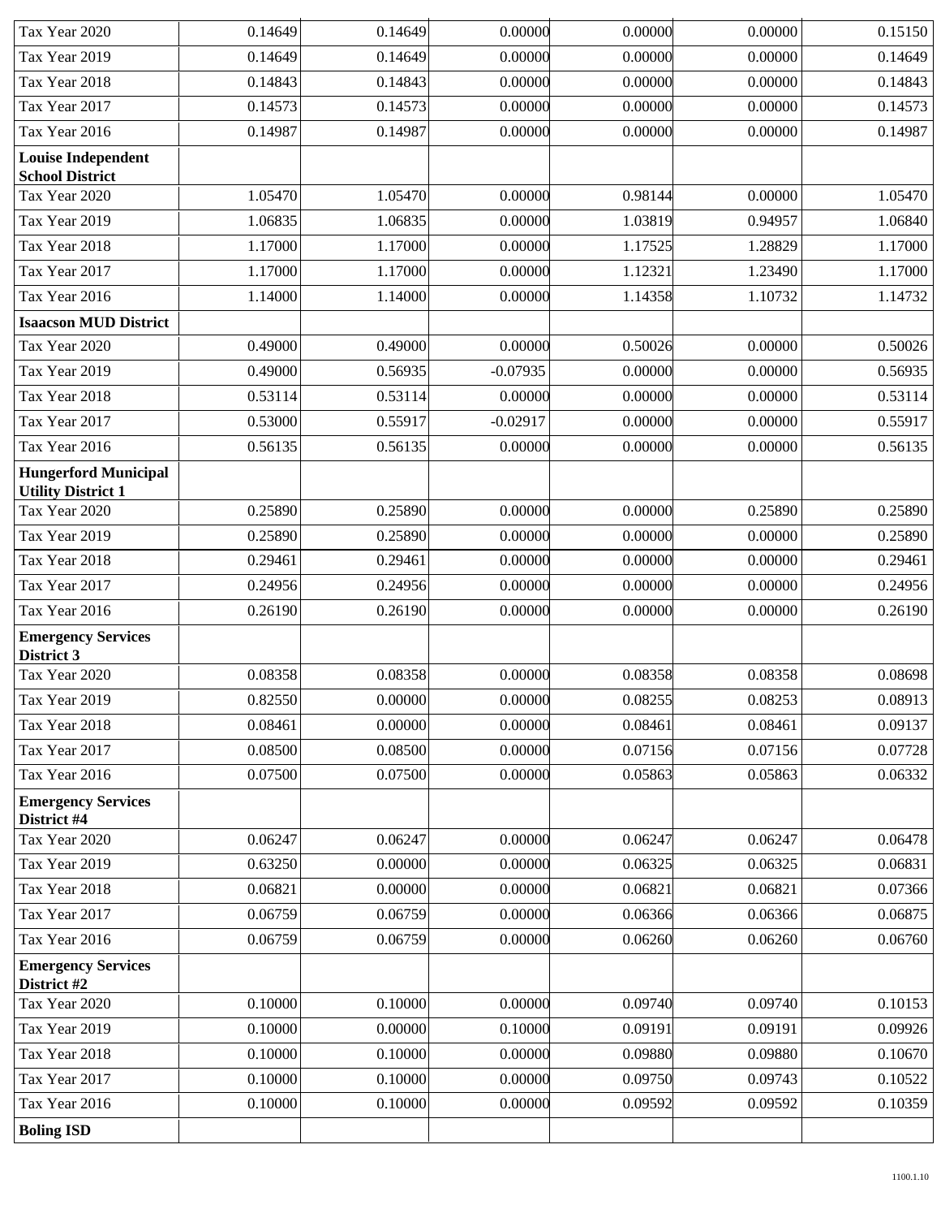| | | | | | | |
|---|---|---|---|---|---|---|
| Tax Year 2020 | 0.14649 | 0.14649 | 0.00000 | 0.00000 | 0.00000 | 0.15150 |
| Tax Year 2019 | 0.14649 | 0.14649 | 0.00000 | 0.00000 | 0.00000 | 0.14649 |
| Tax Year 2018 | 0.14843 | 0.14843 | 0.00000 | 0.00000 | 0.00000 | 0.14843 |
| Tax Year 2017 | 0.14573 | 0.14573 | 0.00000 | 0.00000 | 0.00000 | 0.14573 |
| Tax Year 2016 | 0.14987 | 0.14987 | 0.00000 | 0.00000 | 0.00000 | 0.14987 |
| **Louise Independent School District** | | | | | | |
| Tax Year 2020 | 1.05470 | 1.05470 | 0.00000 | 0.98144 | 0.00000 | 1.05470 |
| Tax Year 2019 | 1.06835 | 1.06835 | 0.00000 | 1.03819 | 0.94957 | 1.06840 |
| Tax Year 2018 | 1.17000 | 1.17000 | 0.00000 | 1.17525 | 1.28829 | 1.17000 |
| Tax Year 2017 | 1.17000 | 1.17000 | 0.00000 | 1.12321 | 1.23490 | 1.17000 |
| Tax Year 2016 | 1.14000 | 1.14000 | 0.00000 | 1.14358 | 1.10732 | 1.14732 |
| **Isaacson MUD District** | | | | | | |
| Tax Year 2020 | 0.49000 | 0.49000 | 0.00000 | 0.50026 | 0.00000 | 0.50026 |
| Tax Year 2019 | 0.49000 | 0.56935 | -0.07935 | 0.00000 | 0.00000 | 0.56935 |
| Tax Year 2018 | 0.53114 | 0.53114 | 0.00000 | 0.00000 | 0.00000 | 0.53114 |
| Tax Year 2017 | 0.53000 | 0.55917 | -0.02917 | 0.00000 | 0.00000 | 0.55917 |
| Tax Year 2016 | 0.56135 | 0.56135 | 0.00000 | 0.00000 | 0.00000 | 0.56135 |
| **Hungerford Municipal Utility District 1** | | | | | | |
| Tax Year 2020 | 0.25890 | 0.25890 | 0.00000 | 0.00000 | 0.25890 | 0.25890 |
| Tax Year 2019 | 0.25890 | 0.25890 | 0.00000 | 0.00000 | 0.00000 | 0.25890 |
| Tax Year 2018 | 0.29461 | 0.29461 | 0.00000 | 0.00000 | 0.00000 | 0.29461 |
| Tax Year 2017 | 0.24956 | 0.24956 | 0.00000 | 0.00000 | 0.00000 | 0.24956 |
| Tax Year 2016 | 0.26190 | 0.26190 | 0.00000 | 0.00000 | 0.00000 | 0.26190 |
| **Emergency Services District 3** | | | | | | |
| Tax Year 2020 | 0.08358 | 0.08358 | 0.00000 | 0.08358 | 0.08358 | 0.08698 |
| Tax Year 2019 | 0.82550 | 0.00000 | 0.00000 | 0.08255 | 0.08253 | 0.08913 |
| Tax Year 2018 | 0.08461 | 0.00000 | 0.00000 | 0.08461 | 0.08461 | 0.09137 |
| Tax Year 2017 | 0.08500 | 0.08500 | 0.00000 | 0.07156 | 0.07156 | 0.07728 |
| Tax Year 2016 | 0.07500 | 0.07500 | 0.00000 | 0.05863 | 0.05863 | 0.06332 |
| **Emergency Services District #4** | | | | | | |
| Tax Year 2020 | 0.06247 | 0.06247 | 0.00000 | 0.06247 | 0.06247 | 0.06478 |
| Tax Year 2019 | 0.63250 | 0.00000 | 0.00000 | 0.06325 | 0.06325 | 0.06831 |
| Tax Year 2018 | 0.06821 | 0.00000 | 0.00000 | 0.06821 | 0.06821 | 0.07366 |
| Tax Year 2017 | 0.06759 | 0.06759 | 0.00000 | 0.06366 | 0.06366 | 0.06875 |
| Tax Year 2016 | 0.06759 | 0.06759 | 0.00000 | 0.06260 | 0.06260 | 0.06760 |
| **Emergency Services District #2** | | | | | | |
| Tax Year 2020 | 0.10000 | 0.10000 | 0.00000 | 0.09740 | 0.09740 | 0.10153 |
| Tax Year 2019 | 0.10000 | 0.00000 | 0.10000 | 0.09191 | 0.09191 | 0.09926 |
| Tax Year 2018 | 0.10000 | 0.10000 | 0.00000 | 0.09880 | 0.09880 | 0.10670 |
| Tax Year 2017 | 0.10000 | 0.10000 | 0.00000 | 0.09750 | 0.09743 | 0.10522 |
| Tax Year 2016 | 0.10000 | 0.10000 | 0.00000 | 0.09592 | 0.09592 | 0.10359 |
| **Boling ISD** | | | | | | |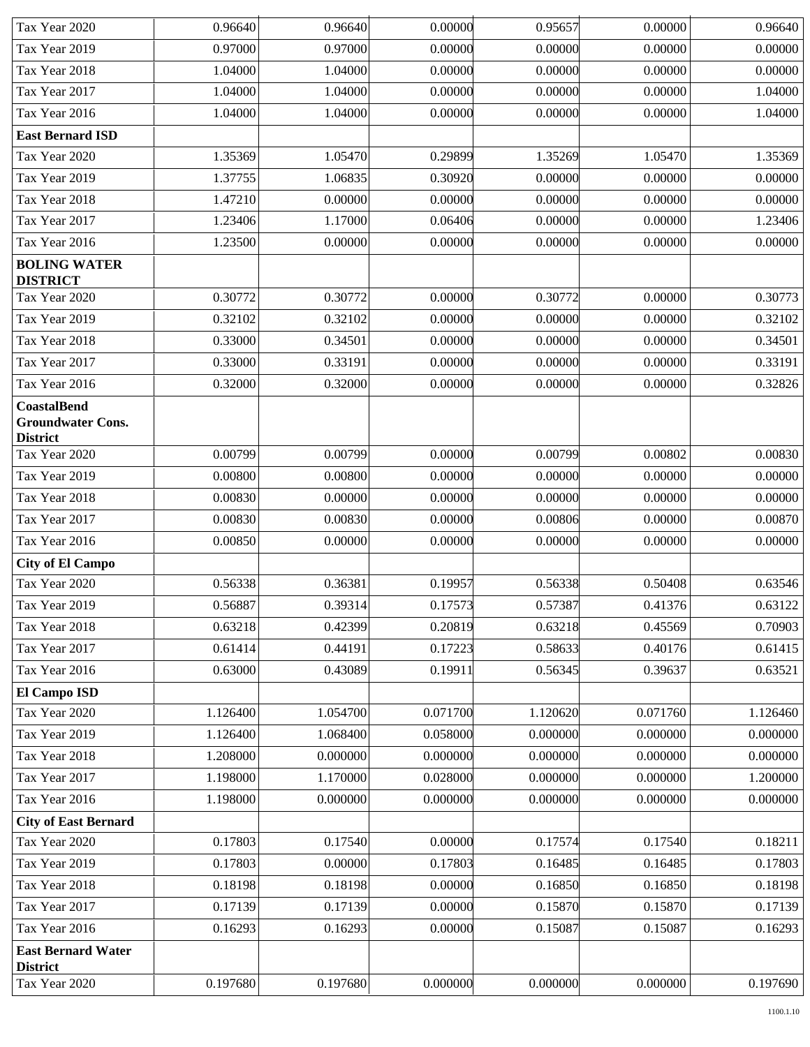| | | | | | | |
|---|---|---|---|---|---|---|
| Tax Year 2020 | 0.96640 | 0.96640 | 0.00000 | 0.95657 | 0.00000 | 0.96640 |
| Tax Year 2019 | 0.97000 | 0.97000 | 0.00000 | 0.00000 | 0.00000 | 0.00000 |
| Tax Year 2018 | 1.04000 | 1.04000 | 0.00000 | 0.00000 | 0.00000 | 0.00000 |
| Tax Year 2017 | 1.04000 | 1.04000 | 0.00000 | 0.00000 | 0.00000 | 1.04000 |
| Tax Year 2016 | 1.04000 | 1.04000 | 0.00000 | 0.00000 | 0.00000 | 1.04000 |
| **East Bernard ISD** | | | | | | |
| Tax Year 2020 | 1.35369 | 1.05470 | 0.29899 | 1.35269 | 1.05470 | 1.35369 |
| Tax Year 2019 | 1.37755 | 1.06835 | 0.30920 | 0.00000 | 0.00000 | 0.00000 |
| Tax Year 2018 | 1.47210 | 0.00000 | 0.00000 | 0.00000 | 0.00000 | 0.00000 |
| Tax Year 2017 | 1.23406 | 1.17000 | 0.06406 | 0.00000 | 0.00000 | 1.23406 |
| Tax Year 2016 | 1.23500 | 0.00000 | 0.00000 | 0.00000 | 0.00000 | 0.00000 |
| **BOLING WATER DISTRICT** | | | | | | |
| Tax Year 2020 | 0.30772 | 0.30772 | 0.00000 | 0.30772 | 0.00000 | 0.30773 |
| Tax Year 2019 | 0.32102 | 0.32102 | 0.00000 | 0.00000 | 0.00000 | 0.32102 |
| Tax Year 2018 | 0.33000 | 0.34501 | 0.00000 | 0.00000 | 0.00000 | 0.34501 |
| Tax Year 2017 | 0.33000 | 0.33191 | 0.00000 | 0.00000 | 0.00000 | 0.33191 |
| Tax Year 2016 | 0.32000 | 0.32000 | 0.00000 | 0.00000 | 0.00000 | 0.32826 |
| **CoastalBend Groundwater Cons. District** | | | | | | |
| Tax Year 2020 | 0.00799 | 0.00799 | 0.00000 | 0.00799 | 0.00802 | 0.00830 |
| Tax Year 2019 | 0.00800 | 0.00800 | 0.00000 | 0.00000 | 0.00000 | 0.00000 |
| Tax Year 2018 | 0.00830 | 0.00000 | 0.00000 | 0.00000 | 0.00000 | 0.00000 |
| Tax Year 2017 | 0.00830 | 0.00830 | 0.00000 | 0.00806 | 0.00000 | 0.00870 |
| Tax Year 2016 | 0.00850 | 0.00000 | 0.00000 | 0.00000 | 0.00000 | 0.00000 |
| **City of El Campo** | | | | | | |
| Tax Year 2020 | 0.56338 | 0.36381 | 0.19957 | 0.56338 | 0.50408 | 0.63546 |
| Tax Year 2019 | 0.56887 | 0.39314 | 0.17573 | 0.57387 | 0.41376 | 0.63122 |
| Tax Year 2018 | 0.63218 | 0.42399 | 0.20819 | 0.63218 | 0.45569 | 0.70903 |
| Tax Year 2017 | 0.61414 | 0.44191 | 0.17223 | 0.58633 | 0.40176 | 0.61415 |
| Tax Year 2016 | 0.63000 | 0.43089 | 0.19911 | 0.56345 | 0.39637 | 0.63521 |
| **El Campo ISD** | | | | | | |
| Tax Year 2020 | 1.126400 | 1.054700 | 0.071700 | 1.120620 | 0.071760 | 1.126460 |
| Tax Year 2019 | 1.126400 | 1.068400 | 0.058000 | 0.000000 | 0.000000 | 0.000000 |
| Tax Year 2018 | 1.208000 | 0.000000 | 0.000000 | 0.000000 | 0.000000 | 0.000000 |
| Tax Year 2017 | 1.198000 | 1.170000 | 0.028000 | 0.000000 | 0.000000 | 1.200000 |
| Tax Year 2016 | 1.198000 | 0.000000 | 0.000000 | 0.000000 | 0.000000 | 0.000000 |
| **City of East Bernard** | | | | | | |
| Tax Year 2020 | 0.17803 | 0.17540 | 0.00000 | 0.17574 | 0.17540 | 0.18211 |
| Tax Year 2019 | 0.17803 | 0.00000 | 0.17803 | 0.16485 | 0.16485 | 0.17803 |
| Tax Year 2018 | 0.18198 | 0.18198 | 0.00000 | 0.16850 | 0.16850 | 0.18198 |
| Tax Year 2017 | 0.17139 | 0.17139 | 0.00000 | 0.15870 | 0.15870 | 0.17139 |
| Tax Year 2016 | 0.16293 | 0.16293 | 0.00000 | 0.15087 | 0.15087 | 0.16293 |
| **East Bernard Water District** | | | | | | |
| Tax Year 2020 | 0.197680 | 0.197680 | 0.000000 | 0.000000 | 0.000000 | 0.197690 |

1100.1.10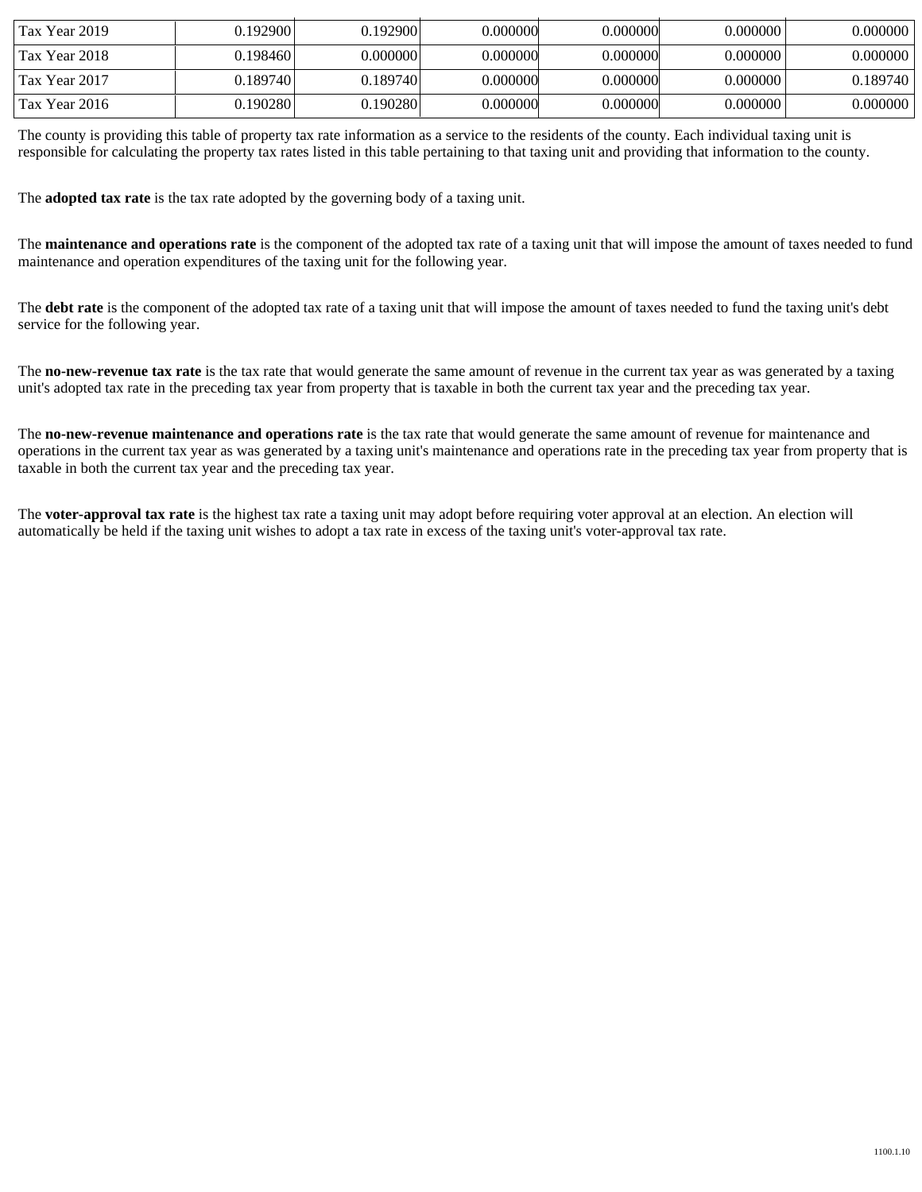| | | | | | | |
|---|---|---|---|---|---|---|
| Tax Year 2019 | 0.192900 | 0.192900 | 0.000000 | 0.000000 | 0.000000 | 0.000000 |
| Tax Year 2018 | 0.198460 | 0.000000 | 0.000000 | 0.000000 | 0.000000 | 0.000000 |
| Tax Year 2017 | 0.189740 | 0.189740 | 0.000000 | 0.000000 | 0.000000 | 0.189740 |
| Tax Year 2016 | 0.190280 | 0.190280 | 0.000000 | 0.000000 | 0.000000 | 0.000000 |

The county is providing this table of property tax rate information as a service to the residents of the county. Each individual taxing unit is responsible for calculating the property tax rates listed in this table pertaining to that taxing unit and providing that information to the county.

The **adopted tax rate** is the tax rate adopted by the governing body of a taxing unit.

The **maintenance and operations rate** is the component of the adopted tax rate of a taxing unit that will impose the amount of taxes needed to fund maintenance and operation expenditures of the taxing unit for the following year.

The **debt rate** is the component of the adopted tax rate of a taxing unit that will impose the amount of taxes needed to fund the taxing unit's debt service for the following year.

The **no-new-revenue tax rate** is the tax rate that would generate the same amount of revenue in the current tax year as was generated by a taxing unit's adopted tax rate in the preceding tax year from property that is taxable in both the current tax year and the preceding tax year.

The **no-new-revenue maintenance and operations rate** is the tax rate that would generate the same amount of revenue for maintenance and operations in the current tax year as was generated by a taxing unit's maintenance and operations rate in the preceding tax year from property that is taxable in both the current tax year and the preceding tax year.

The **voter-approval tax rate** is the highest tax rate a taxing unit may adopt before requiring voter approval at an election. An election will automatically be held if the taxing unit wishes to adopt a tax rate in excess of the taxing unit's voter-approval tax rate.

1100.1.10